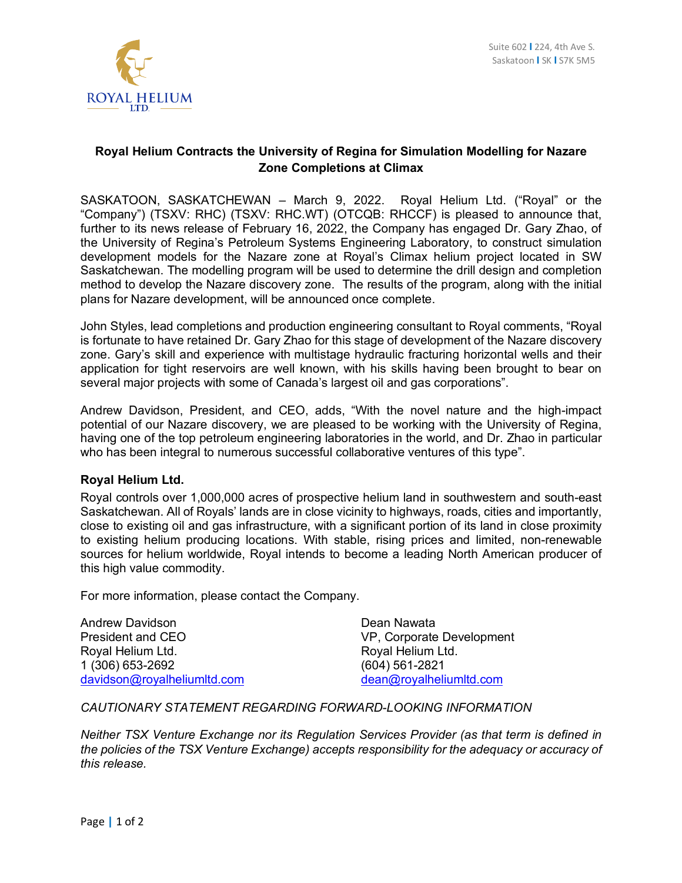ROYAL HELIUM LTD.

Suite 602 | 224, 4th Ave S.
Saskatoon | SK | S7K 5M5

## Royal Helium Contracts the University of Regina for Simulation Modelling for Nazare Zone Completions at Climax

SASKATOON, SASKATCHEWAN – March 9, 2022. Royal Helium Ltd. ("Royal" or the "Company") (TSXV: RHC) (TSXV: RHC.WT) (OTCQB: RHCCF) is pleased to announce that, further to its news release of February 16, 2022, the Company has engaged Dr. Gary Zhao, of the University of Regina's Petroleum Systems Engineering Laboratory, to construct simulation development models for the Nazare zone at Royal's Climax helium project located in SW Saskatchewan. The modelling program will be used to determine the drill design and completion method to develop the Nazare discovery zone. The results of the program, along with the initial plans for Nazare development, will be announced once complete.

John Styles, lead completions and production engineering consultant to Royal comments, "Royal is fortunate to have retained Dr. Gary Zhao for this stage of development of the Nazare discovery zone. Gary's skill and experience with multistage hydraulic fracturing horizontal wells and their application for tight reservoirs are well known, with his skills having been brought to bear on several major projects with some of Canada's largest oil and gas corporations".

Andrew Davidson, President, and CEO, adds, "With the novel nature and the high-impact potential of our Nazare discovery, we are pleased to be working with the University of Regina, having one of the top petroleum engineering laboratories in the world, and Dr. Zhao in particular who has been integral to numerous successful collaborative ventures of this type".

### Royal Helium Ltd.

Royal controls over 1,000,000 acres of prospective helium land in southwestern and south-east Saskatchewan. All of Royals' lands are in close vicinity to highways, roads, cities and importantly, close to existing oil and gas infrastructure, with a significant portion of its land in close proximity to existing helium producing locations. With stable, rising prices and limited, non-renewable sources for helium worldwide, Royal intends to become a leading North American producer of this high value commodity.

For more information, please contact the Company.

Andrew Davidson
President and CEO
Royal Helium Ltd.
1 (306) 653-2692
davidson@royalheliumltd.com

Dean Nawata
VP, Corporate Development
Royal Helium Ltd.
(604) 561-2821
dean@royalheliumltd.com

*CAUTIONARY STATEMENT REGARDING FORWARD-LOOKING INFORMATION*

*Neither TSX Venture Exchange nor its Regulation Services Provider (as that term is defined in the policies of the TSX Venture Exchange) accepts responsibility for the adequacy or accuracy of this release.*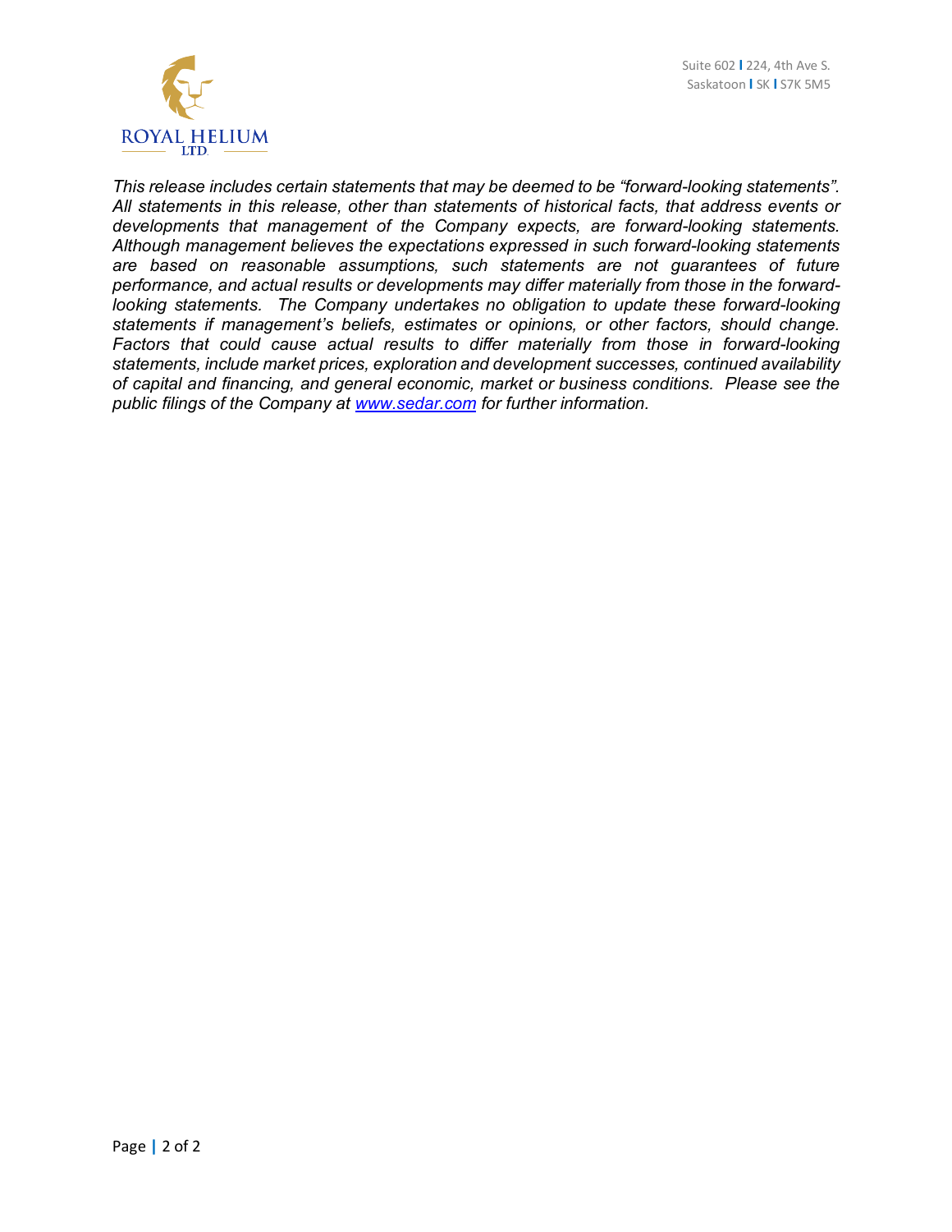*This release includes certain statements that may be deemed to be "forward-looking statements". All statements in this release, other than statements of historical facts, that address events or developments that management of the Company expects, are forward-looking statements. Although management believes the expectations expressed in such forward-looking statements are based on reasonable assumptions, such statements are not guarantees of future performance, and actual results or developments may differ materially from those in the forward-looking statements. The Company undertakes no obligation to update these forward-looking statements if management's beliefs, estimates or opinions, or other factors, should change. Factors that could cause actual results to differ materially from those in forward-looking statements, include market prices, exploration and development successes, continued availability of capital and financing, and general economic, market or business conditions. Please see the public filings of the Company at [www.sedar.com](http://www.sedar.com) for further information.*